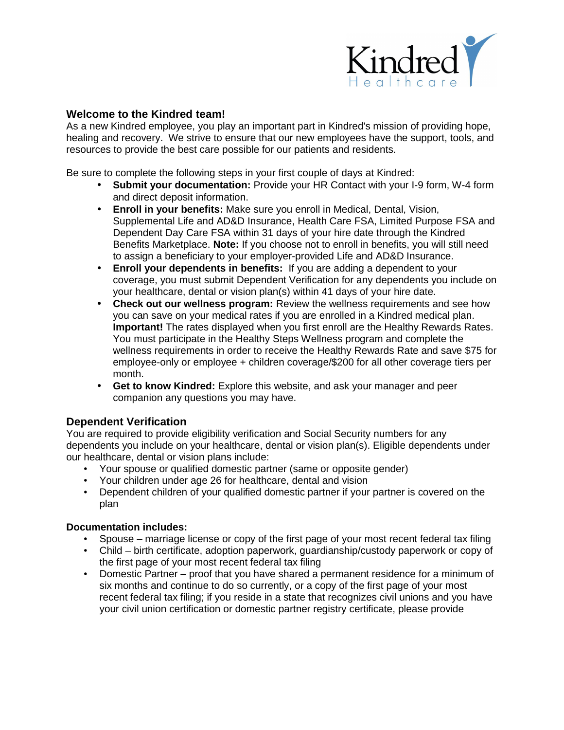Kindred Healthcare

## Welcome to the Kindred team!

As a new Kindred employee, you play an important part in Kindred's mission of providing hope, healing and recovery. We strive to ensure that our new employees have the support, tools, and resources to provide the best care possible for our patients and residents.

Be sure to complete the following steps in your first couple of days at Kindred:

- **Submit your documentation:** Provide your HR Contact with your I-9 form, W-4 form and direct deposit information.
- **Enroll in your benefits:** Make sure you enroll in Medical, Dental, Vision, Supplemental Life and AD&D Insurance, Health Care FSA, Limited Purpose FSA and Dependent Day Care FSA within 31 days of your hire date through the Kindred Benefits Marketplace. **Note:** If you choose not to enroll in benefits, you will still need to assign a beneficiary to your employer-provided Life and AD&D Insurance.
- **Enroll your dependents in benefits:** If you are adding a dependent to your coverage, you must submit Dependent Verification for any dependents you include on your healthcare, dental or vision plan(s) within 41 days of your hire date.
- **Check out our wellness program:** Review the wellness requirements and see how you can save on your medical rates if you are enrolled in a Kindred medical plan. **Important!** The rates displayed when you first enroll are the Healthy Rewards Rates. You must participate in the Healthy Steps Wellness program and complete the wellness requirements in order to receive the Healthy Rewards Rate and save $75 for employee-only or employee + children coverage/$200 for all other coverage tiers per month.
- **Get to know Kindred:** Explore this website, and ask your manager and peer companion any questions you may have.

## Dependent Verification

You are required to provide eligibility verification and Social Security numbers for any dependents you include on your healthcare, dental or vision plan(s). Eligible dependents under our healthcare, dental or vision plans include:

- Your spouse or qualified domestic partner (same or opposite gender)
- Your children under age 26 for healthcare, dental and vision
- Dependent children of your qualified domestic partner if your partner is covered on the plan

**Documentation includes:**

- Spouse – marriage license or copy of the first page of your most recent federal tax filing
- Child – birth certificate, adoption paperwork, guardianship/custody paperwork or copy of the first page of your most recent federal tax filing
- Domestic Partner – proof that you have shared a permanent residence for a minimum of six months and continue to do so currently, or a copy of the first page of your most recent federal tax filing; if you reside in a state that recognizes civil unions and you have your civil union certification or domestic partner registry certificate, please provide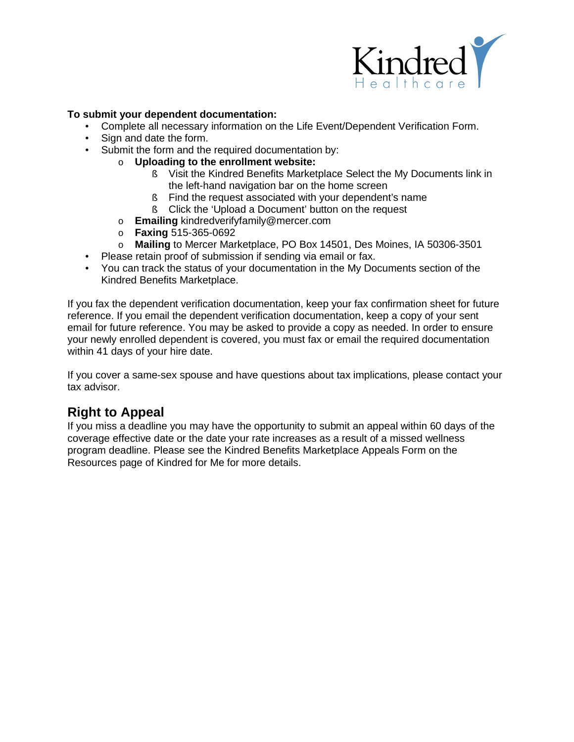**To submit your dependent documentation:**

- Complete all necessary information on the Life Event/Dependent Verification Form.
- Sign and date the form.
- Submit the form and the required documentation by:
  - **Uploading to the enrollment website:**
    - Visit the Kindred Benefits Marketplace Select the My Documents link in the left-hand navigation bar on the home screen
    - Find the request associated with your dependent's name
    - Click the 'Upload a Document' button on the request
  - **Emailing** kindredverifyfamily@mercer.com
  - **Faxing** 515-365-0692
  - **Mailing** to Mercer Marketplace, PO Box 14501, Des Moines, IA 50306-3501
- Please retain proof of submission if sending via email or fax.
- You can track the status of your documentation in the My Documents section of the Kindred Benefits Marketplace.

If you fax the dependent verification documentation, keep your fax confirmation sheet for future reference. If you email the dependent verification documentation, keep a copy of your sent email for future reference. You may be asked to provide a copy as needed. In order to ensure your newly enrolled dependent is covered, you must fax or email the required documentation within 41 days of your hire date.

If you cover a same-sex spouse and have questions about tax implications, please contact your tax advisor.

## Right to Appeal

If you miss a deadline you may have the opportunity to submit an appeal within 60 days of the coverage effective date or the date your rate increases as a result of a missed wellness program deadline. Please see the Kindred Benefits Marketplace Appeals Form on the Resources page of Kindred for Me for more details.